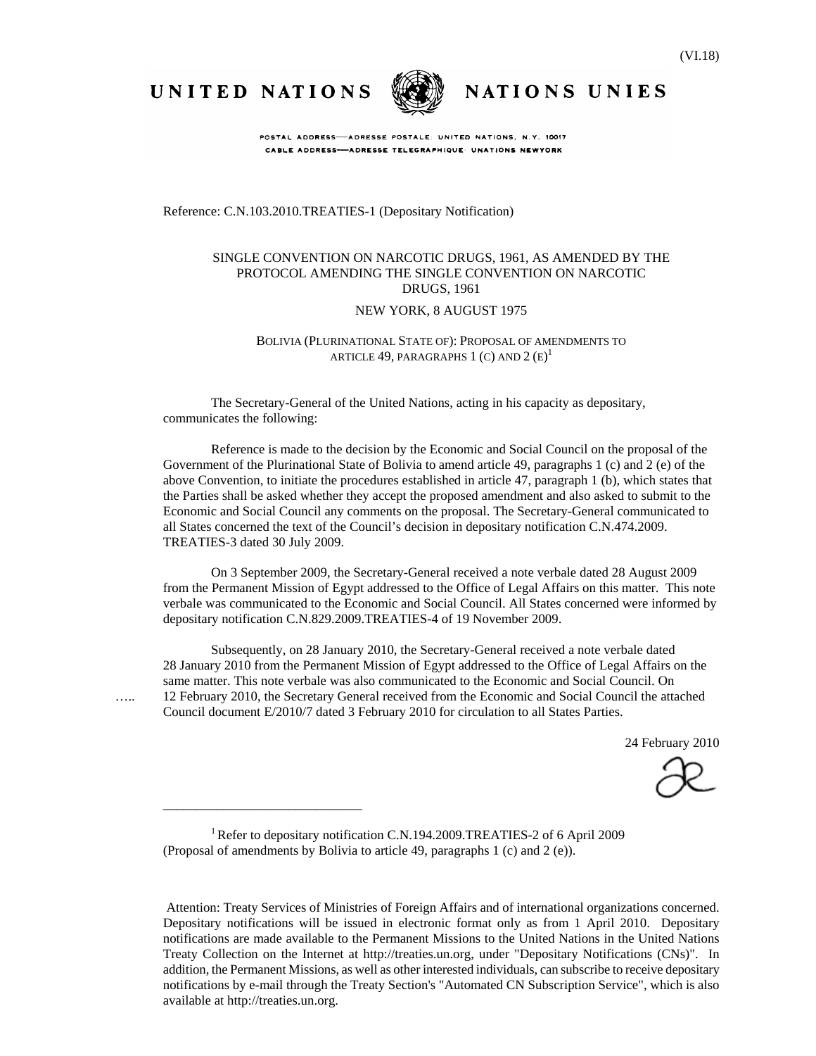(VI.18)

UNITED NATIONS NATIONS UNIES

POSTAL ADDRESS—ADRESSE POSTALE: UNITED NATIONS, N.Y. 10017
CABLE ADDRESS—ADRESSE TELEGRAPHIQUE: UNATIONS NEWYORK

Reference: C.N.103.2010.TREATIES-1 (Depositary Notification)

SINGLE CONVENTION ON NARCOTIC DRUGS, 1961, AS AMENDED BY THE PROTOCOL AMENDING THE SINGLE CONVENTION ON NARCOTIC DRUGS, 1961

NEW YORK, 8 AUGUST 1975

BOLIVIA (PLURINATIONAL STATE OF): PROPOSAL OF AMENDMENTS TO ARTICLE 49, PARAGRAPHS 1 (C) AND 2 (E)[1]

The Secretary-General of the United Nations, acting in his capacity as depositary, communicates the following:

Reference is made to the decision by the Economic and Social Council on the proposal of the Government of the Plurinational State of Bolivia to amend article 49, paragraphs 1 (c) and 2 (e) of the above Convention, to initiate the procedures established in article 47, paragraph 1 (b), which states that the Parties shall be asked whether they accept the proposed amendment and also asked to submit to the Economic and Social Council any comments on the proposal. The Secretary-General communicated to all States concerned the text of the Council's decision in depositary notification C.N.474.2009. TREATIES-3 dated 30 July 2009.

On 3 September 2009, the Secretary-General received a note verbale dated 28 August 2009 from the Permanent Mission of Egypt addressed to the Office of Legal Affairs on this matter. This note verbale was communicated to the Economic and Social Council. All States concerned were informed by depositary notification C.N.829.2009.TREATIES-4 of 19 November 2009.

Subsequently, on 28 January 2010, the Secretary-General received a note verbale dated 28 January 2010 from the Permanent Mission of Egypt addressed to the Office of Legal Affairs on the same matter. This note verbale was also communicated to the Economic and Social Council. On 12 February 2010, the Secretary General received from the Economic and Social Council the attached Council document E/2010/7 dated 3 February 2010 for circulation to all States Parties.

24 February 2010

[1] Refer to depositary notification C.N.194.2009.TREATIES-2 of 6 April 2009 (Proposal of amendments by Bolivia to article 49, paragraphs 1 (c) and 2 (e)).

Attention: Treaty Services of Ministries of Foreign Affairs and of international organizations concerned. Depositary notifications will be issued in electronic format only as from 1 April 2010. Depositary notifications are made available to the Permanent Missions to the United Nations in the United Nations Treaty Collection on the Internet at http://treaties.un.org, under "Depositary Notifications (CNs)". In addition, the Permanent Missions, as well as other interested individuals, can subscribe to receive depositary notifications by e-mail through the Treaty Section's "Automated CN Subscription Service", which is also available at http://treaties.un.org.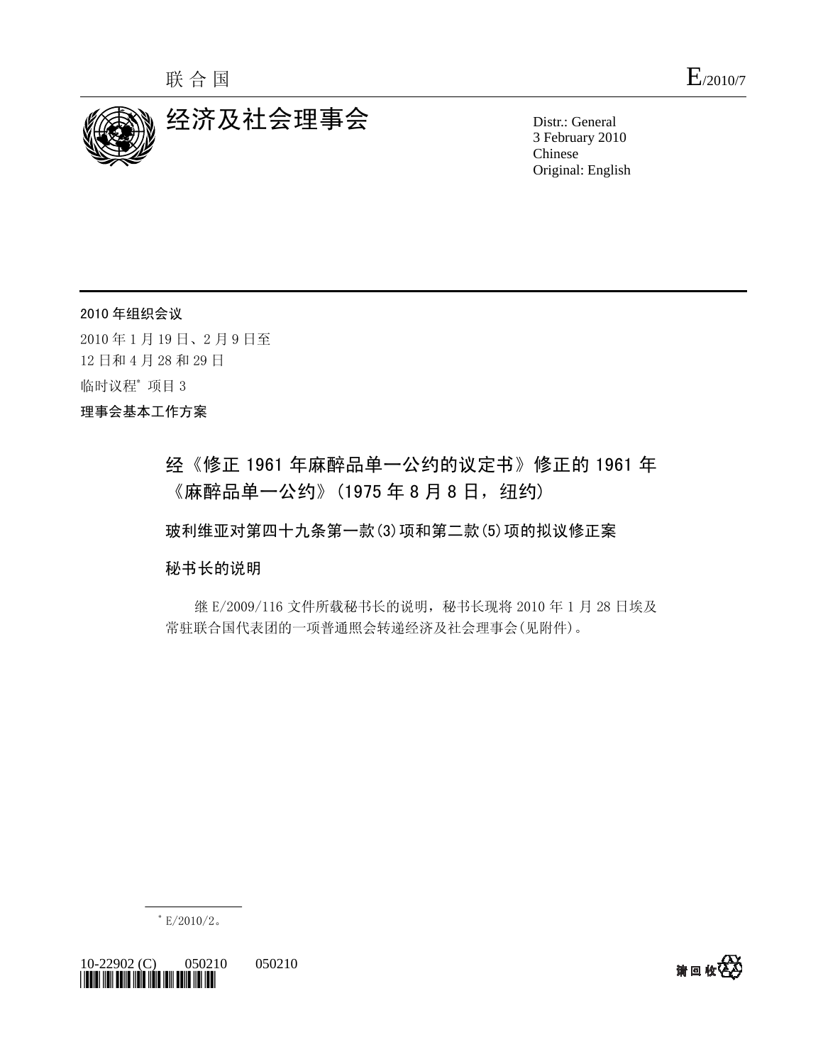联合国

E/2010/7

# 经济及社会理事会

Distr.: General
3 February 2010
Chinese
Original: English

**2010 年组织会议**

2010 年 1 月 19 日、2 月 9 日至
12 日和 4 月 28 和 29 日

临时议程[*] 项目 3

**理事会基本工作方案**

## 经《修正 1961 年麻醉品单一公约的议定书》修正的 1961 年《麻醉品单一公约》(1975 年 8 月 8 日，纽约)

### 玻利维亚对第四十九条第一款(3)项和第二款(5)项的拟议修正案

### 秘书长的说明

继 E/2009/116 文件所载秘书长的说明，秘书长现将 2010 年 1 月 28 日埃及常驻联合国代表团的一项普通照会转递经济及社会理事会(见附件)。

[*] E/2010/2。

10-22902 (C) 050210 050210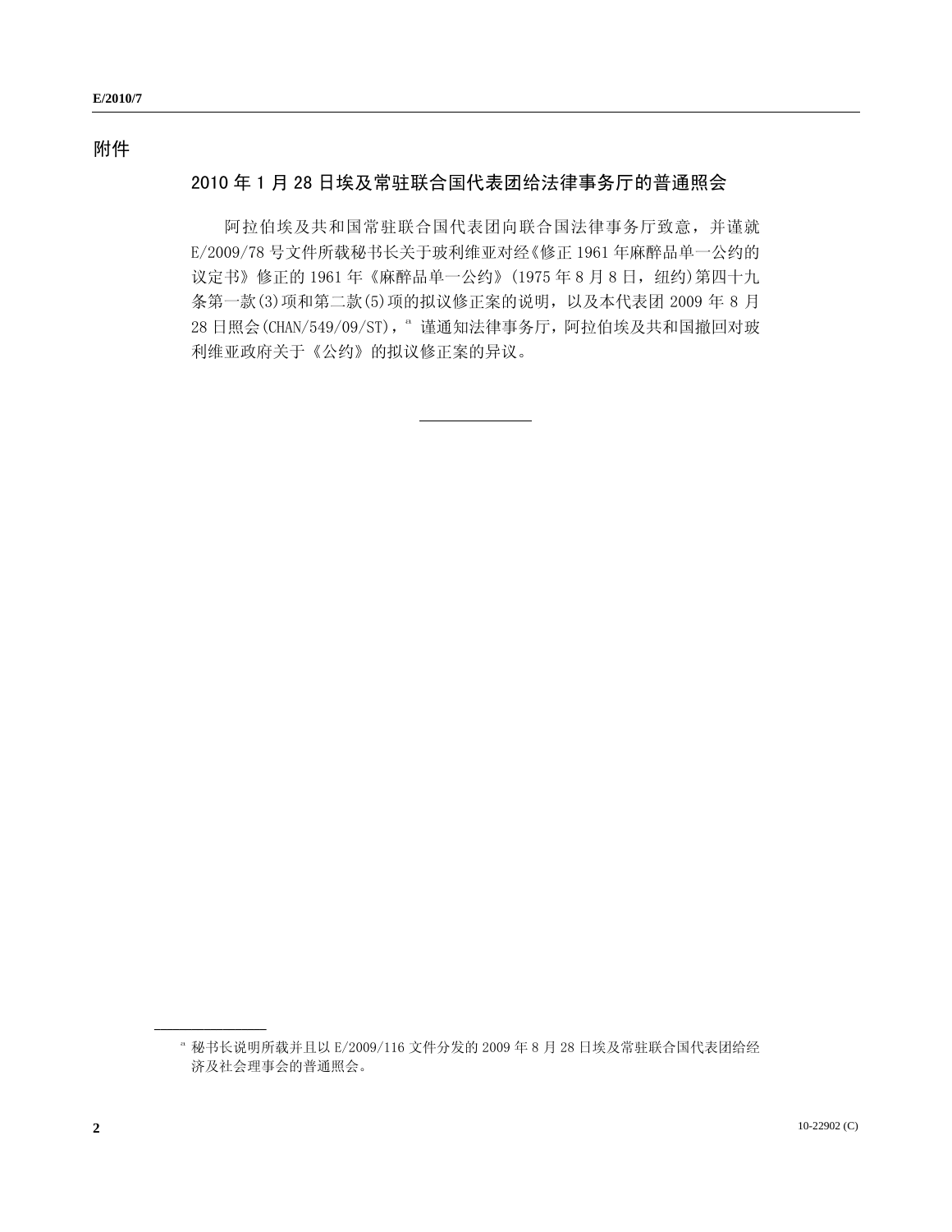# 附件

## 2010 年 1 月 28 日埃及常驻联合国代表团给法律事务厅的普通照会

阿拉伯埃及共和国常驻联合国代表团向联合国法律事务厅致意，并谨就 E/2009/78 号文件所载秘书长关于玻利维亚对经《修正 1961 年麻醉品单一公约的议定书》修正的 1961 年《麻醉品单一公约》(1975 年 8 月 8 日，纽约)第四十九条第一款(3)项和第二款(5)项的拟议修正案的说明，以及本代表团 2009 年 8 月 28 日照会(CHAN/549/09/ST)，[a] 谨通知法律事务厅，阿拉伯埃及共和国撤回对玻利维亚政府关于《公约》的拟议修正案的异议。

---

[a] 秘书长说明所载并且以 E/2009/116 文件分发的 2009 年 8 月 28 日埃及常驻联合国代表团给经济及社会理事会的普通照会。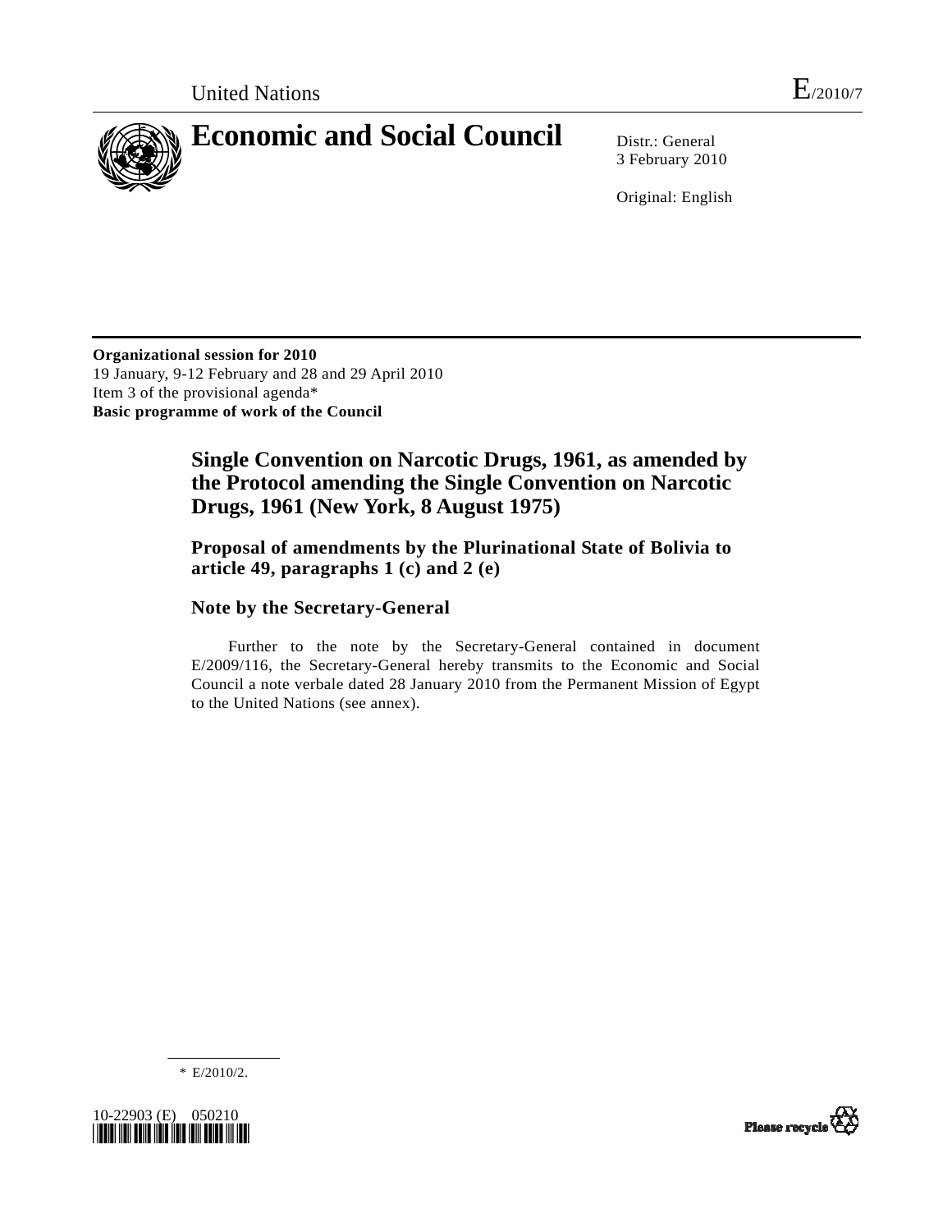United Nations E/2010/7

# Economic and Social Council

Distr.: General
3 February 2010

Original: English

**Organizational session for 2010**
19 January, 9-12 February and 28 and 29 April 2010
Item 3 of the provisional agenda*
**Basic programme of work of the Council**

## Single Convention on Narcotic Drugs, 1961, as amended by the Protocol amending the Single Convention on Narcotic Drugs, 1961 (New York, 8 August 1975)

### Proposal of amendments by the Plurinational State of Bolivia to article 49, paragraphs 1 (c) and 2 (e)

### Note by the Secretary-General

Further to the note by the Secretary-General contained in document E/2009/116, the Secretary-General hereby transmits to the Economic and Social Council a note verbale dated 28 January 2010 from the Permanent Mission of Egypt to the United Nations (see annex).

---

\* E/2010/2.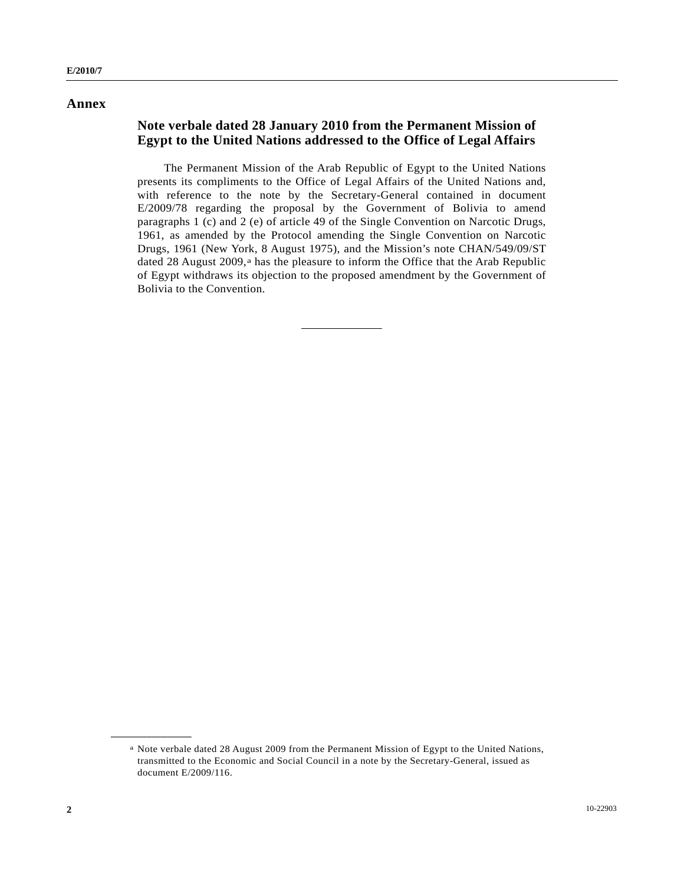# Annex

## Note verbale dated 28 January 2010 from the Permanent Mission of Egypt to the United Nations addressed to the Office of Legal Affairs

The Permanent Mission of the Arab Republic of Egypt to the United Nations presents its compliments to the Office of Legal Affairs of the United Nations and, with reference to the note by the Secretary-General contained in document E/2009/78 regarding the proposal by the Government of Bolivia to amend paragraphs 1 (c) and 2 (e) of article 49 of the Single Convention on Narcotic Drugs, 1961, as amended by the Protocol amending the Single Convention on Narcotic Drugs, 1961 (New York, 8 August 1975), and the Mission's note CHAN/549/09/ST dated 28 August 2009,[a] has the pleasure to inform the Office that the Arab Republic of Egypt withdraws its objection to the proposed amendment by the Government of Bolivia to the Convention.

---

[a] Note verbale dated 28 August 2009 from the Permanent Mission of Egypt to the United Nations, transmitted to the Economic and Social Council in a note by the Secretary-General, issued as document E/2009/116.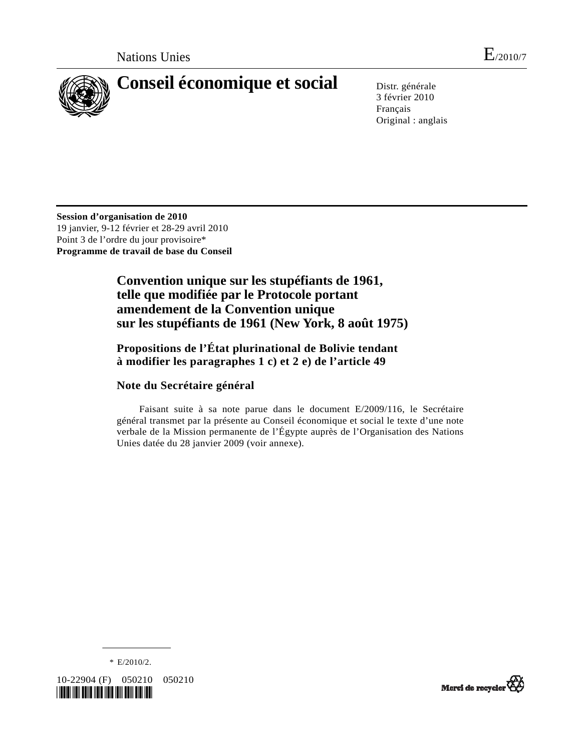Nations Unies

E/2010/7

# Conseil économique et social

Distr. générale
3 février 2010
Français
Original : anglais

**Session d'organisation de 2010**
19 janvier, 9-12 février et 28-29 avril 2010
Point 3 de l'ordre du jour provisoire*
**Programme de travail de base du Conseil**

## Convention unique sur les stupéfiants de 1961, telle que modifiée par le Protocole portant amendement de la Convention unique sur les stupéfiants de 1961 (New York, 8 août 1975)

### Propositions de l'État plurinational de Bolivie tendant à modifier les paragraphes 1 c) et 2 e) de l'article 49

### Note du Secrétaire général

Faisant suite à sa note parue dans le document E/2009/116, le Secrétaire général transmet par la présente au Conseil économique et social le texte d'une note verbale de la Mission permanente de l'Égypte auprès de l'Organisation des Nations Unies datée du 28 janvier 2009 (voir annexe).

* E/2010/2.

10-22904 (F) 050210 050210

Merci de recycler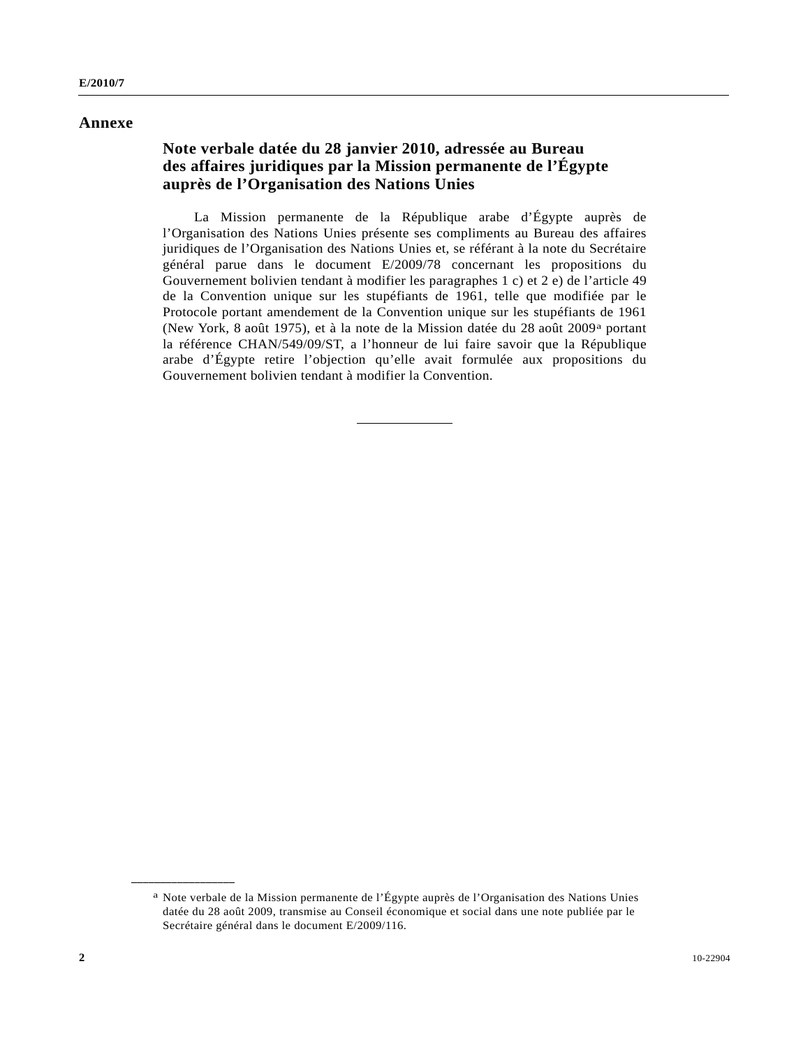# Annexe

## Note verbale datée du 28 janvier 2010, adressée au Bureau des affaires juridiques par la Mission permanente de l'Égypte auprès de l'Organisation des Nations Unies

La Mission permanente de la République arabe d'Égypte auprès de l'Organisation des Nations Unies présente ses compliments au Bureau des affaires juridiques de l'Organisation des Nations Unies et, se référant à la note du Secrétaire général parue dans le document E/2009/78 concernant les propositions du Gouvernement bolivien tendant à modifier les paragraphes 1 c) et 2 e) de l'article 49 de la Convention unique sur les stupéfiants de 1961, telle que modifiée par le Protocole portant amendement de la Convention unique sur les stupéfiants de 1961 (New York, 8 août 1975), et à la note de la Mission datée du 28 août 2009[a] portant la référence CHAN/549/09/ST, a l'honneur de lui faire savoir que la République arabe d'Égypte retire l'objection qu'elle avait formulée aux propositions du Gouvernement bolivien tendant à modifier la Convention.

---

[a] Note verbale de la Mission permanente de l'Égypte auprès de l'Organisation des Nations Unies datée du 28 août 2009, transmise au Conseil économique et social dans une note publiée par le Secrétaire général dans le document E/2009/116.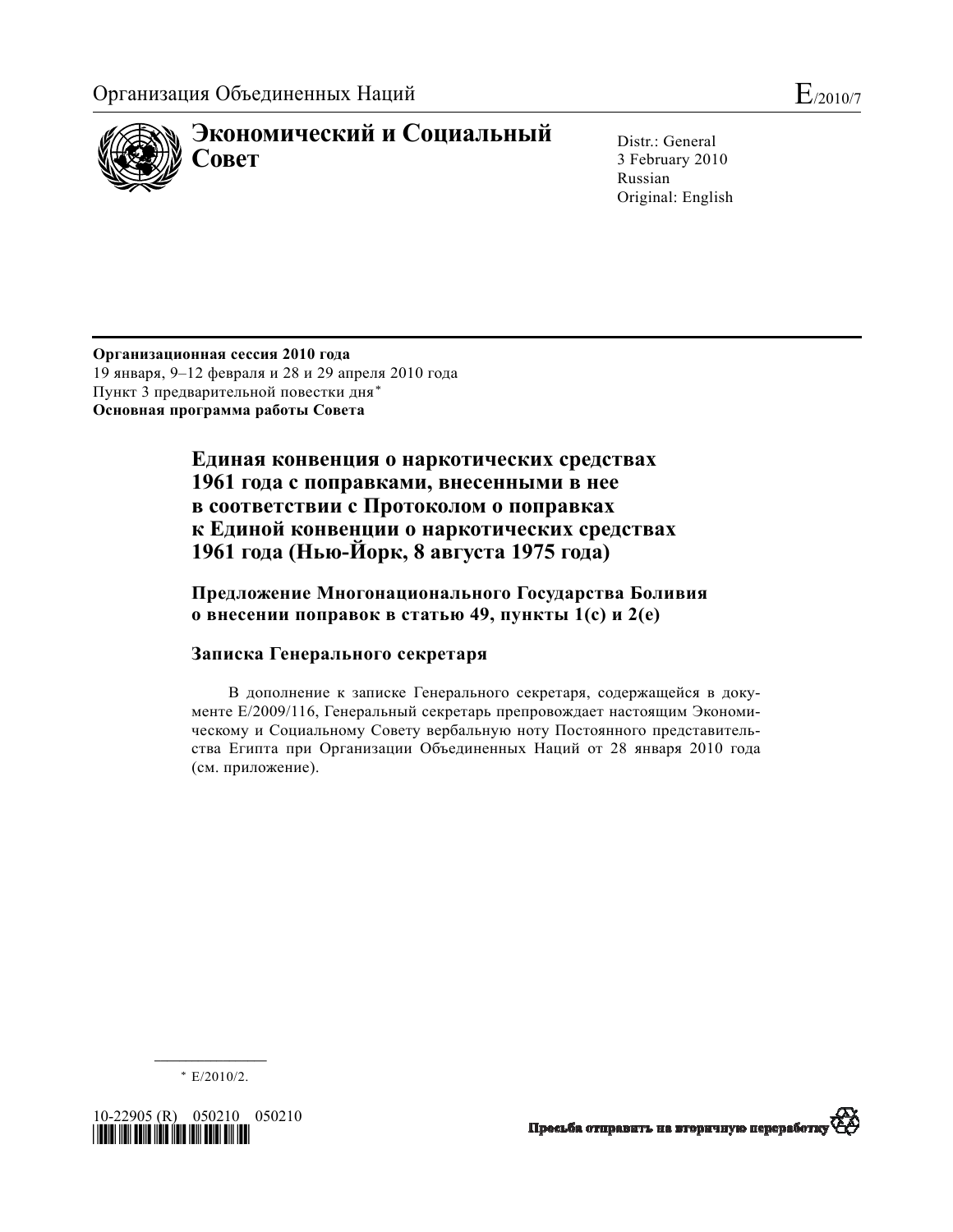Организация Объединенных Наций

E/2010/7

# Экономический и Социальный Совет

Distr.: General
3 February 2010
Russian
Original: English

**Организационная сессия 2010 года**
19 января, 9–12 февраля и 28 и 29 апреля 2010 года
Пункт 3 предварительной повестки дня*
**Основная программа работы Совета**

## Единая конвенция о наркотических средствах 1961 года с поправками, внесенными в нее в соответствии с Протоколом о поправках к Единой конвенции о наркотических средствах 1961 года (Нью-Йорк, 8 августа 1975 года)

### Предложение Многонационального Государства Боливия о внесении поправок в статью 49, пункты 1(c) и 2(e)

### Записка Генерального секретаря

В дополнение к записке Генерального секретаря, содержащейся в документе E/2009/116, Генеральный секретарь препровождает настоящим Экономическому и Социальному Совету вербальную ноту Постоянного представительства Египта при Организации Объединенных Наций от 28 января 2010 года (см. приложение).

---

\* E/2010/2.

10-22905 (R) 050210 050210

Просьба отправить на вторичную переработку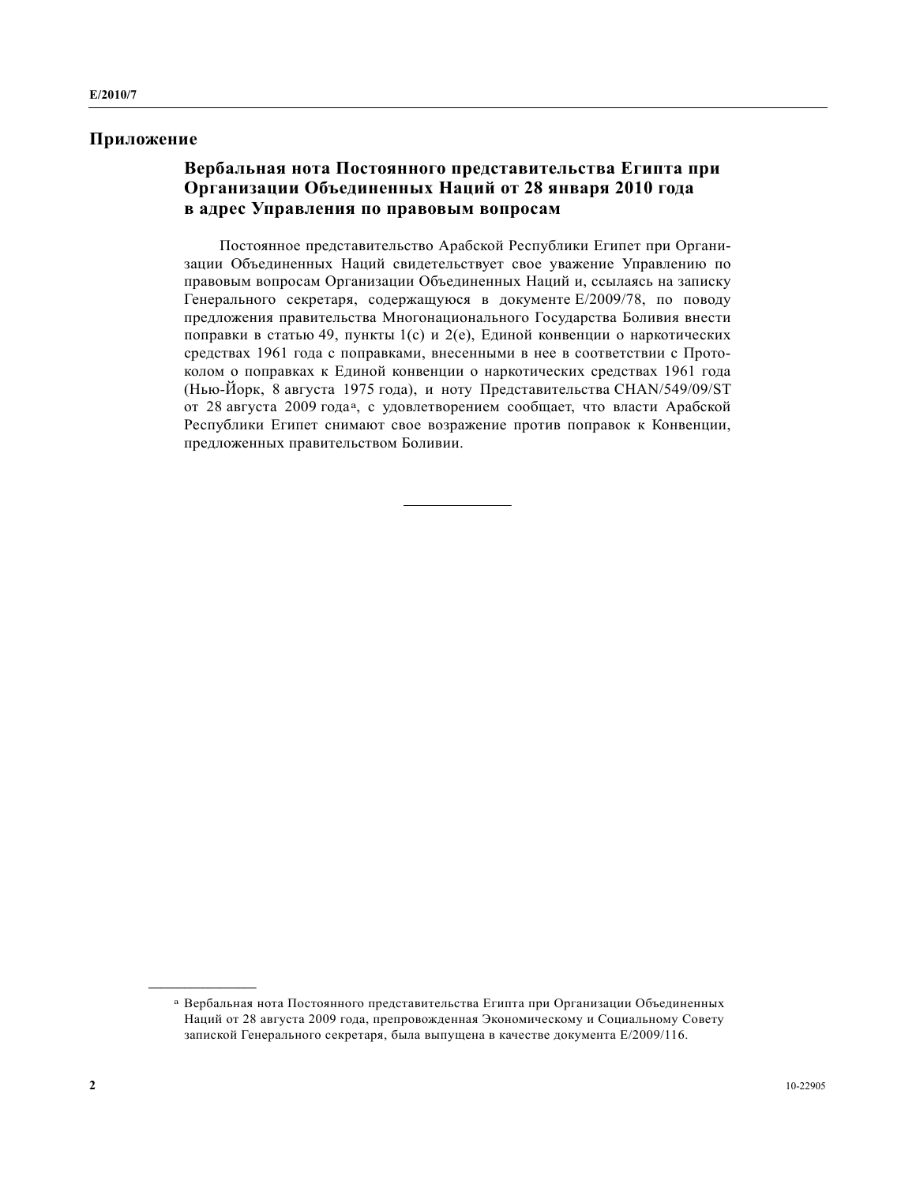## Приложение

### Вербальная нота Постоянного представительства Египта при Организации Объединенных Наций от 28 января 2010 года в адрес Управления по правовым вопросам

Постоянное представительство Арабской Республики Египет при Организации Объединенных Наций свидетельствует свое уважение Управлению по правовым вопросам Организации Объединенных Наций и, ссылаясь на записку Генерального секретаря, содержащуюся в документе E/2009/78, по поводу предложения правительства Многонационального Государства Боливия внести поправки в статью 49, пункты 1(c) и 2(e), Единой конвенции о наркотических средствах 1961 года с поправками, внесенными в нее в соответствии с Протоколом о поправках к Единой конвенции о наркотических средствах 1961 года (Нью-Йорк, 8 августа 1975 года), и ноту Представительства CHAN/549/09/ST от 28 августа 2009 года[a], с удовлетворением сообщает, что власти Арабской Республики Египет снимают свое возражение против поправок к Конвенции, предложенных правительством Боливии.

---

[a] Вербальная нота Постоянного представительства Египта при Организации Объединенных Наций от 28 августа 2009 года, препровожденная Экономическому и Социальному Совету запиской Генерального секретаря, была выпущена в качестве документа E/2009/116.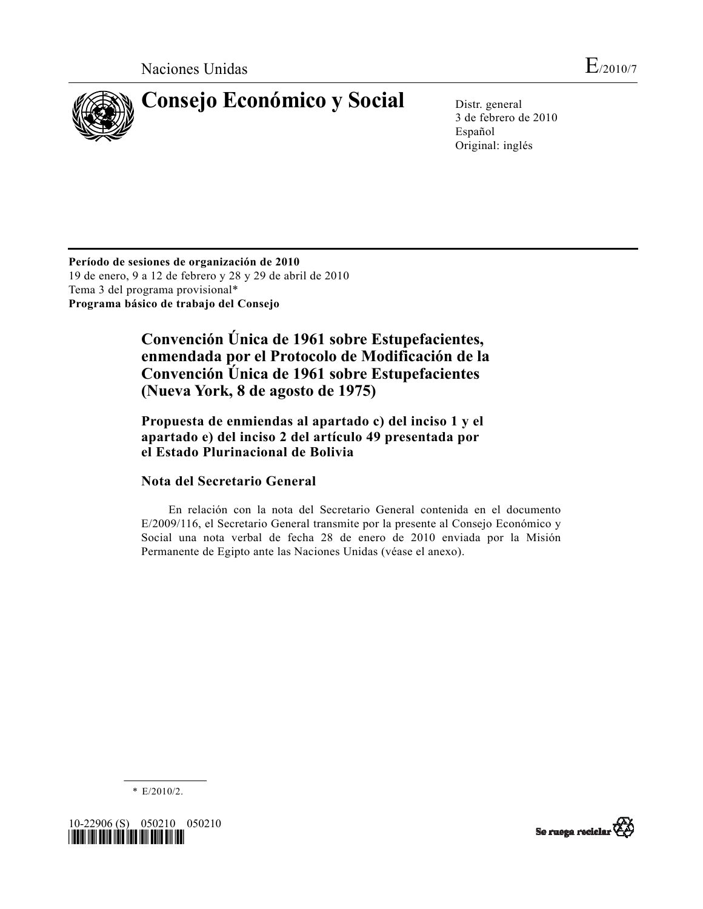Naciones Unidas E/2010/7

# Consejo Económico y Social

Distr. general
3 de febrero de 2010
Español
Original: inglés

**Período de sesiones de organización de 2010**
19 de enero, 9 a 12 de febrero y 28 y 29 de abril de 2010
Tema 3 del programa provisional*
**Programa básico de trabajo del Consejo**

## Convención Única de 1961 sobre Estupefacientes, enmendada por el Protocolo de Modificación de la Convención Única de 1961 sobre Estupefacientes (Nueva York, 8 de agosto de 1975)

## Propuesta de enmiendas al apartado c) del inciso 1 y el apartado e) del inciso 2 del artículo 49 presentada por el Estado Plurinacional de Bolivia

### Nota del Secretario General

En relación con la nota del Secretario General contenida en el documento E/2009/116, el Secretario General transmite por la presente al Consejo Económico y Social una nota verbal de fecha 28 de enero de 2010 enviada por la Misión Permanente de Egipto ante las Naciones Unidas (véase el anexo).

---

\* E/2010/2.

10-22906 (S) 050210 050210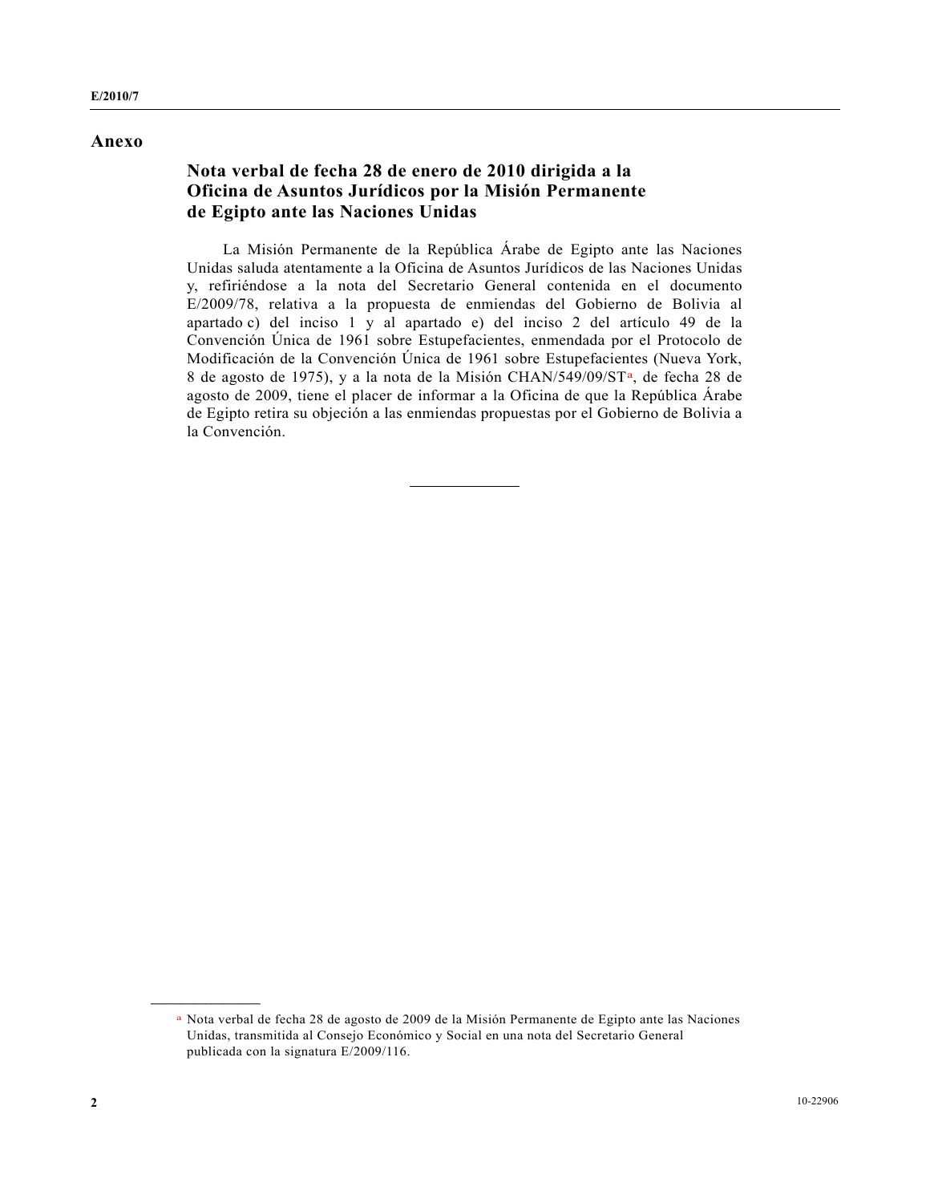## Anexo

### Nota verbal de fecha 28 de enero de 2010 dirigida a la Oficina de Asuntos Jurídicos por la Misión Permanente de Egipto ante las Naciones Unidas

La Misión Permanente de la República Árabe de Egipto ante las Naciones Unidas saluda atentamente a la Oficina de Asuntos Jurídicos de las Naciones Unidas y, refiriéndose a la nota del Secretario General contenida en el documento E/2009/78, relativa a la propuesta de enmiendas del Gobierno de Bolivia al apartado c) del inciso 1 y al apartado e) del inciso 2 del artículo 49 de la Convención Única de 1961 sobre Estupefacientes, enmendada por el Protocolo de Modificación de la Convención Única de 1961 sobre Estupefacientes (Nueva York, 8 de agosto de 1975), y a la nota de la Misión CHAN/549/09/ST[a], de fecha 28 de agosto de 2009, tiene el placer de informar a la Oficina de que la República Árabe de Egipto retira su objeción a las enmiendas propuestas por el Gobierno de Bolivia a la Convención.

---

[a] Nota verbal de fecha 28 de agosto de 2009 de la Misión Permanente de Egipto ante las Naciones Unidas, transmitida al Consejo Económico y Social en una nota del Secretario General publicada con la signatura E/2009/116.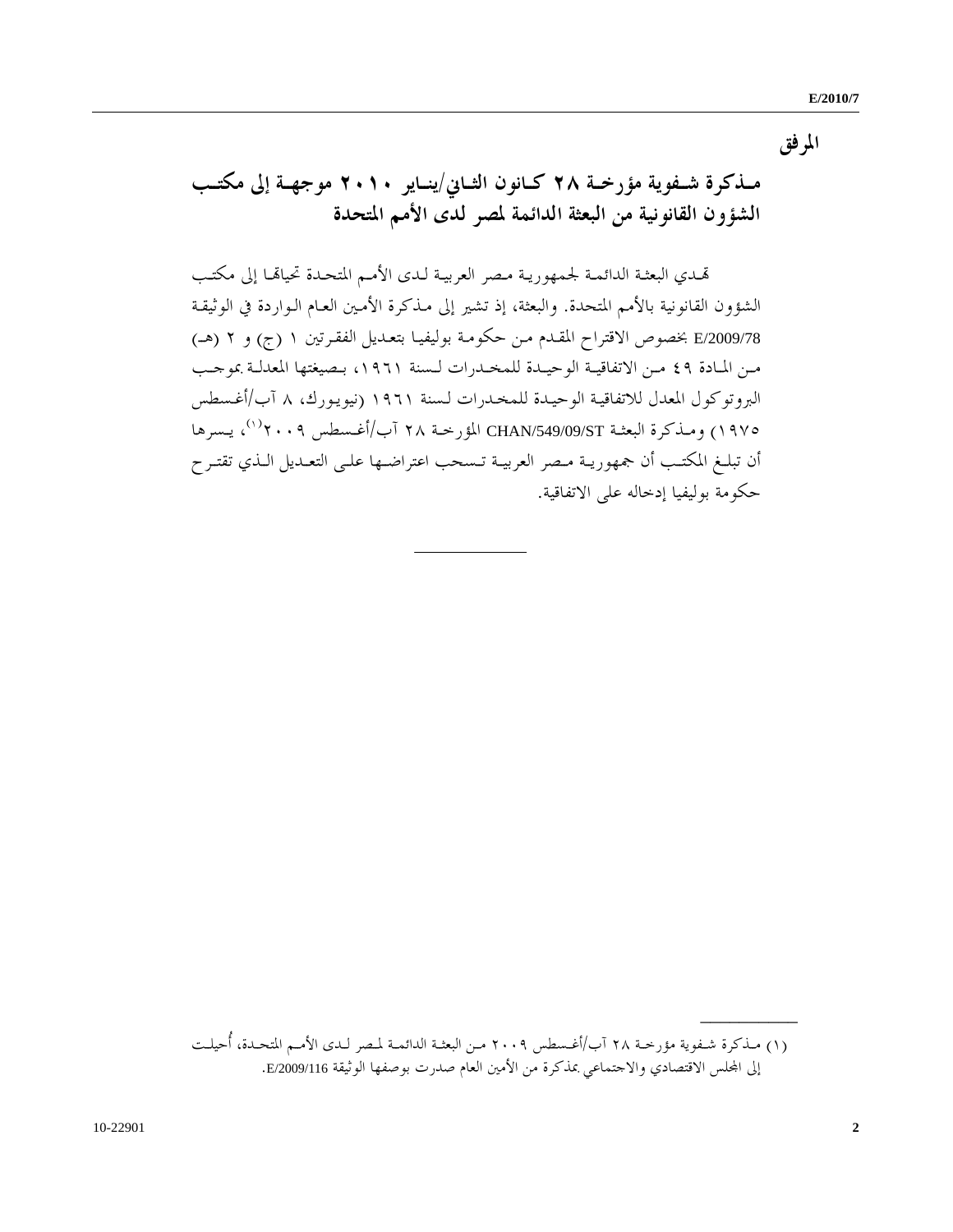# المرفق

## مذكرة شفوية مؤرخة ٢٨ كانون الثاني/يناير ٢٠١٠ موجهة إلى مكتب الشؤون القانونية من البعثة الدائمة لمصر لدى الأمم المتحدة

تهدي البعثة الدائمة لجمهورية مصر العربية لدى الأمم المتحدة تحياتها إلى مكتب الشؤون القانونية بالأمم المتحدة. والبعثة، إذ تشير إلى مذكرة الأمين العام الواردة في الوثيقة E/2009/78 بخصوص الاقتراح المقدم من حكومة بوليفيا بتعديل الفقرتين ١ (ج) و ٢ (هـ) من المادة ٤٩ من الاتفاقية الوحيدة للمخدرات لسنة ١٩٦١، بصيغتها المعدلة بموجب البروتوكول المعدل للاتفاقية الوحيدة للمخدرات لسنة ١٩٦١ (نيويورك، ٨ آب/أغسطس ١٩٧٥) ومذكرة البعثة CHAN/549/09/ST المؤرخة ٢٨ آب/أغسطس ٢٠٠٩[1]، يسرها أن تبلغ المكتب أن جمهورية مصر العربية تسحب اعتراضها على التعديل الذي تقترح حكومة بوليفيا إدخاله على الاتفاقية.

---

(١) مذكرة شفوية مؤرخة ٢٨ آب/أغسطس ٢٠٠٩ من البعثة الدائمة لمصر لدى الأمم المتحدة، أُحيلت إلى المجلس الاقتصادي والاجتماعي بمذكرة من الأمين العام صدرت بوصفها الوثيقة E/2009/116.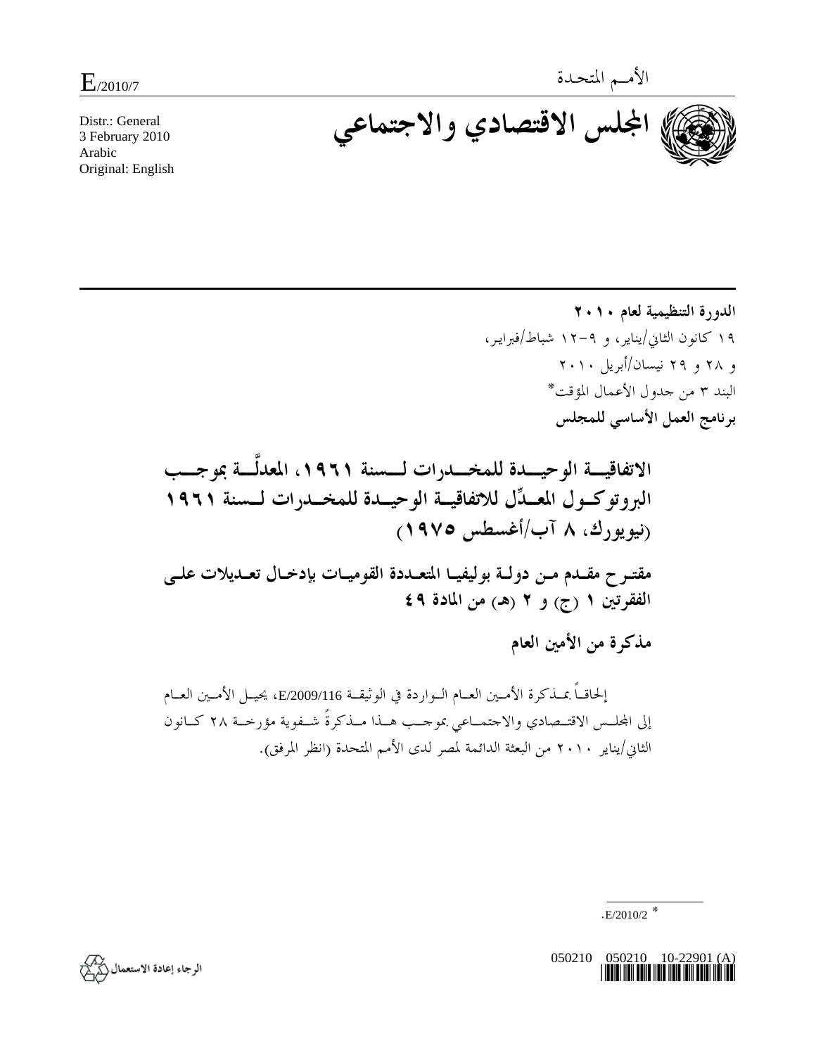E/2010/7

Distr.: General
3 February 2010
Arabic
Original: English

الأمم المتحدة

# المجلس الاقتصادي والاجتماعي

**الدورة التنظيمية لعام ٢٠١٠**

١٩ كانون الثاني/يناير، و ٩-١٢ شباط/فبراير، و ٢٨ و ٢٩ نيسان/أبريل ٢٠١٠

البند ٣ من جدول الأعمال المؤقت*

**برنامج العمل الأساسي للمجلس**

## الاتفاقية الوحيدة للمخدرات لسنة ١٩٦١، المعدَّلة بموجب البروتوكول المعدِّل للاتفاقية الوحيدة للمخدرات لسنة ١٩٦١ (نيويورك، ٨ آب/أغسطس ١٩٧٥)

## مقترح مقدم من دولة بوليفيا المتعددة القوميات بإدخال تعديلات على الفقرتين ١ (ج) و ٢ (هـ) من المادة ٤٩

## مذكرة من الأمين العام

إلحاقاً بمذكرة الأمين العام الواردة في الوثيقة E/2009/116، يحيل الأمين العام إلى المجلس الاقتصادي والاجتماعي بموجب هذا مذكرةً شفوية مؤرخة ٢٨ كانون الثاني/يناير ٢٠١٠ من البعثة الدائمة لمصر لدى الأمم المتحدة (انظر المرفق).

---

* E/2010/2.

050210 050210 10-22901 (A)

الرجاء إعادة الاستعمال